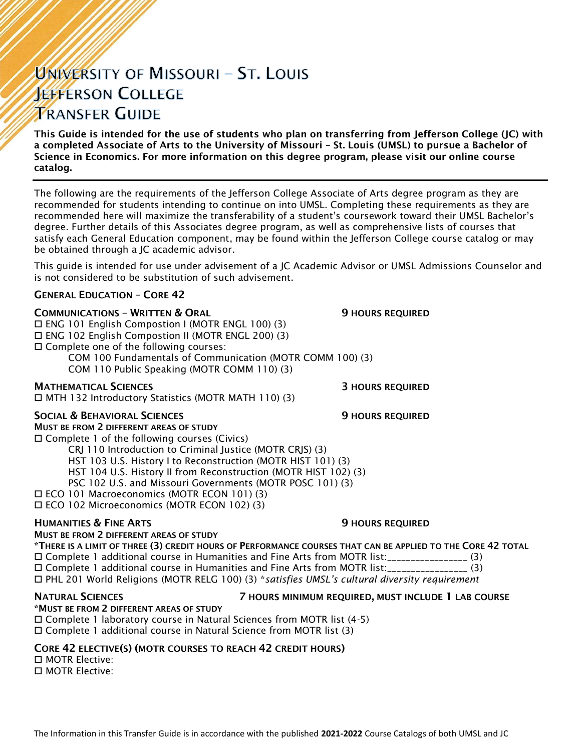# University of Missouri – St. Louis
# Jefferson College
# Transfer Guide

**This Guide is intended for the use of students who plan on transferring from Jefferson College (JC) with a completed Associate of Arts to the University of Missouri – St. Louis (UMSL) to pursue a Bachelor of Science in Economics. For more information on this degree program, please visit our online course catalog.**

---

The following are the requirements of the Jefferson College Associate of Arts degree program as they are recommended for students intending to continue on into UMSL. Completing these requirements as they are recommended here will maximize the transferability of a student's coursework toward their UMSL Bachelor's degree. Further details of this Associates degree program, as well as comprehensive lists of courses that satisfy each General Education component, may be found within the Jefferson College course catalog or may be obtained through a JC academic advisor.

This guide is intended for use under advisement of a JC Academic Advisor or UMSL Admissions Counselor and is not considered to be substitution of such advisement.

## General Education – Core 42

### Communications – Written & Oral — 9 hours required

- ☐ ENG 101 English Compostion I (MOTR ENGL 100) (3)
- ☐ ENG 102 English Compostion II (MOTR ENGL 200) (3)
- ☐ Complete one of the following courses:
  - COM 100 Fundamentals of Communication (MOTR COMM 100) (3)
  - COM 110 Public Speaking (MOTR COMM 110) (3)

### Mathematical Sciences — 3 hours required

- ☐ MTH 132 Introductory Statistics (MOTR MATH 110) (3)

### Social & Behavioral Sciences — 9 hours required

**Must be from 2 different areas of study**

- ☐ Complete 1 of the following courses (Civics)
  - CRJ 110 Introduction to Criminal Justice (MOTR CRJS) (3)
  - HST 103 U.S. History I to Reconstruction (MOTR HIST 101) (3)
  - HST 104 U.S. History II from Reconstruction (MOTR HIST 102) (3)
  - PSC 102 U.S. and Missouri Governments (MOTR POSC 101) (3)
- ☐ ECO 101 Macroeconomics (MOTR ECON 101) (3)
- ☐ ECO 102 Microeconomics (MOTR ECON 102) (3)

### Humanities & Fine Arts — 9 hours required

**Must be from 2 different areas of study**

***There is a limit of three (3) credit hours of Performance courses that can be applied to the Core 42 total**

- ☐ Complete 1 additional course in Humanities and Fine Arts from MOTR list:_________________ (3)
- ☐ Complete 1 additional course in Humanities and Fine Arts from MOTR list:_________________ (3)
- ☐ PHL 201 World Religions (MOTR RELG 100) (3) **satisfies UMSL's cultural diversity requirement*

### Natural Sciences — 7 hours minimum required, must include 1 lab course

***Must be from 2 different areas of study**

- ☐ Complete 1 laboratory course in Natural Sciences from MOTR list (4-5)
- ☐ Complete 1 additional course in Natural Science from MOTR list (3)

### Core 42 Elective(s) (MOTR courses to reach 42 credit hours)

- ☐ MOTR Elective:
- ☐ MOTR Elective:

The Information in this Transfer Guide is in accordance with the published **2021-2022** Course Catalogs of both UMSL and JC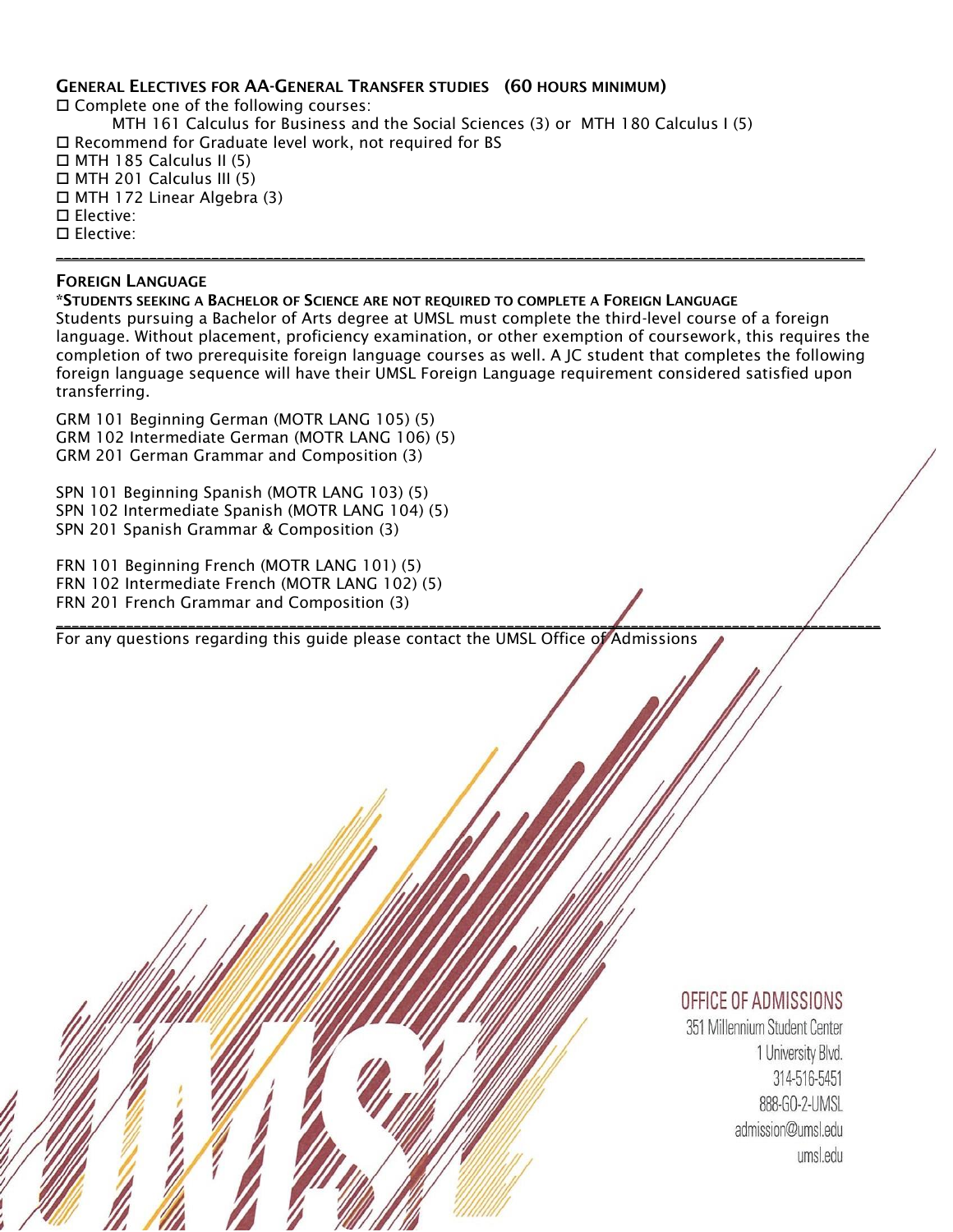## General Electives for AA-General Transfer Studies (60 hours minimum)

☐ Complete one of the following courses:

MTH 161 Calculus for Business and the Social Sciences (3) or MTH 180 Calculus I (5)

☐ Recommend for Graduate level work, not required for BS

☐ MTH 185 Calculus II (5)

☐ MTH 201 Calculus III (5)

☐ MTH 172 Linear Algebra (3)

☐ Elective:

☐ Elective:

---

## Foreign Language

***Students seeking a Bachelor of Science are not required to complete a Foreign Language**

Students pursuing a Bachelor of Arts degree at UMSL must complete the third-level course of a foreign language. Without placement, proficiency examination, or other exemption of coursework, this requires the completion of two prerequisite foreign language courses as well. A JC student that completes the following foreign language sequence will have their UMSL Foreign Language requirement considered satisfied upon transferring.

GRM 101 Beginning German (MOTR LANG 105) (5)
GRM 102 Intermediate German (MOTR LANG 106) (5)
GRM 201 German Grammar and Composition (3)

SPN 101 Beginning Spanish (MOTR LANG 103) (5)
SPN 102 Intermediate Spanish (MOTR LANG 104) (5)
SPN 201 Spanish Grammar & Composition (3)

FRN 101 Beginning French (MOTR LANG 101) (5)
FRN 102 Intermediate French (MOTR LANG 102) (5)
FRN 201 French Grammar and Composition (3)

---

For any questions regarding this guide please contact the UMSL Office of Admissions

OFFICE OF ADMISSIONS
351 Millennium Student Center
1 University Blvd.
314-516-5451
888-GO-2-UMSL
admission@umsl.edu
umsl.edu